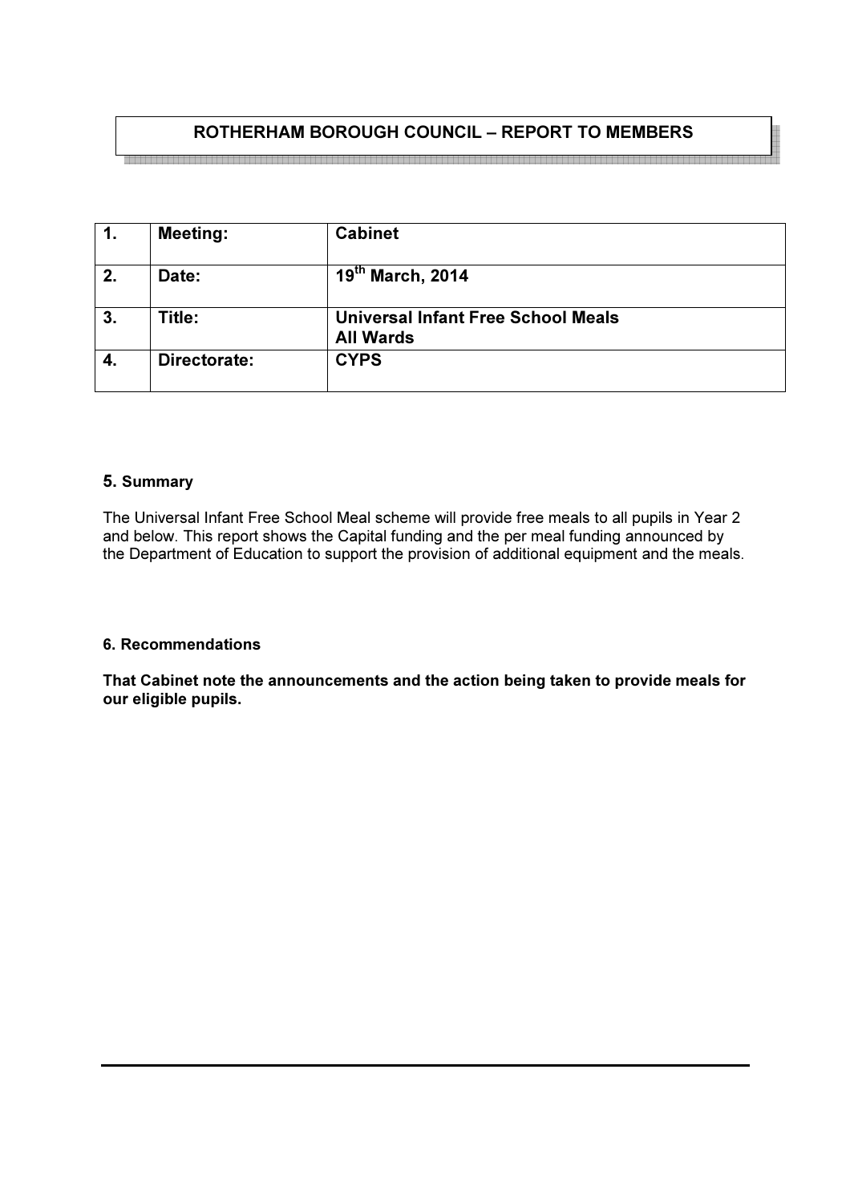## ROTHERHAM BOROUGH COUNCIL – REPORT TO MEMBERS

| 1. | Meeting: | Cabinet |
|---|---|---|
| 2. | Date: | 19th March, 2014 |
| 3. | Title: | Universal Infant Free School Meals<br>All Wards |
| 4. | Directorate: | CYPS |

### 5. Summary

The Universal Infant Free School Meal scheme will provide free meals to all pupils in Year 2 and below. This report shows the Capital funding and the per meal funding announced by the Department of Education to support the provision of additional equipment and the meals.

### 6. Recommendations

**That Cabinet note the announcements and the action being taken to provide meals for our eligible pupils.**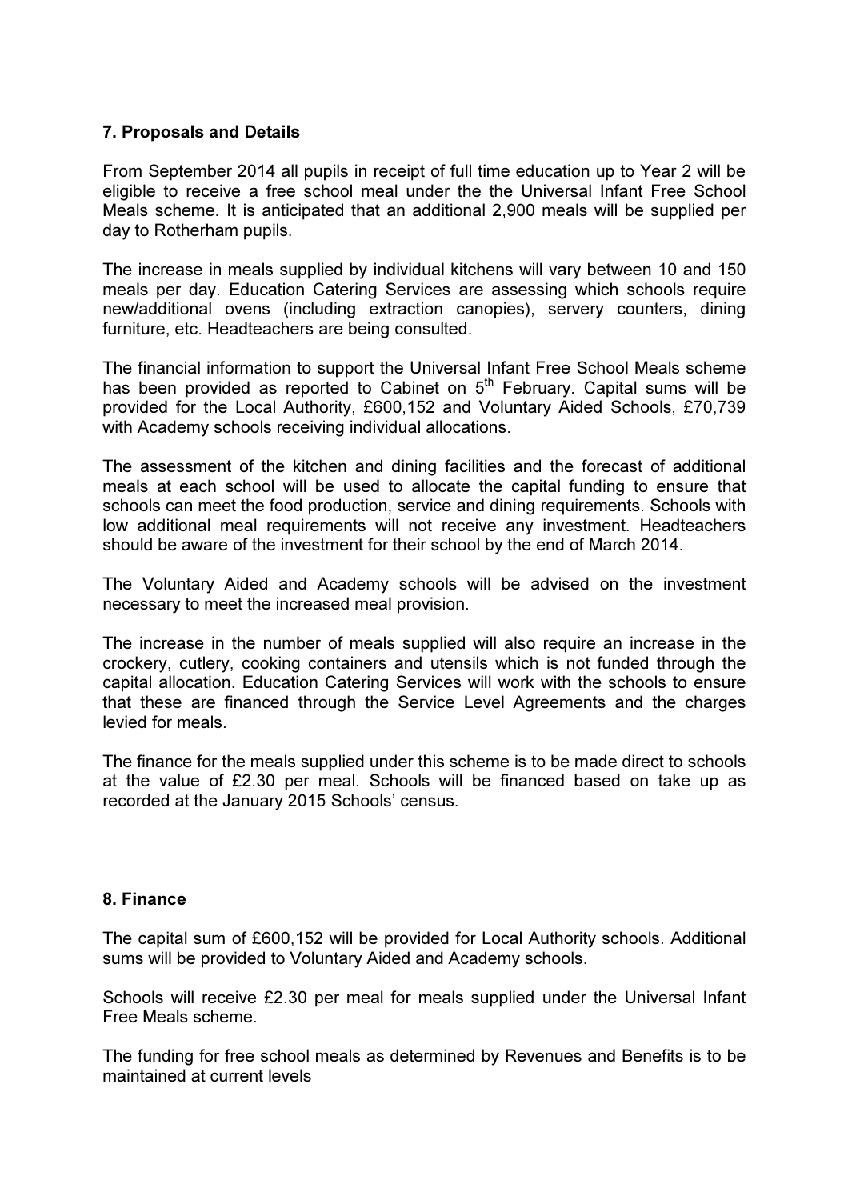## 7. Proposals and Details

From September 2014 all pupils in receipt of full time education up to Year 2 will be eligible to receive a free school meal under the the Universal Infant Free School Meals scheme. It is anticipated that an additional 2,900 meals will be supplied per day to Rotherham pupils.

The increase in meals supplied by individual kitchens will vary between 10 and 150 meals per day. Education Catering Services are assessing which schools require new/additional ovens (including extraction canopies), servery counters, dining furniture, etc. Headteachers are being consulted.

The financial information to support the Universal Infant Free School Meals scheme has been provided as reported to Cabinet on 5th February. Capital sums will be provided for the Local Authority, £600,152 and Voluntary Aided Schools, £70,739 with Academy schools receiving individual allocations.

The assessment of the kitchen and dining facilities and the forecast of additional meals at each school will be used to allocate the capital funding to ensure that schools can meet the food production, service and dining requirements. Schools with low additional meal requirements will not receive any investment. Headteachers should be aware of the investment for their school by the end of March 2014.

The Voluntary Aided and Academy schools will be advised on the investment necessary to meet the increased meal provision.

The increase in the number of meals supplied will also require an increase in the crockery, cutlery, cooking containers and utensils which is not funded through the capital allocation. Education Catering Services will work with the schools to ensure that these are financed through the Service Level Agreements and the charges levied for meals.

The finance for the meals supplied under this scheme is to be made direct to schools at the value of £2.30 per meal. Schools will be financed based on take up as recorded at the January 2015 Schools' census.

## 8. Finance

The capital sum of £600,152 will be provided for Local Authority schools. Additional sums will be provided to Voluntary Aided and Academy schools.

Schools will receive £2.30 per meal for meals supplied under the Universal Infant Free Meals scheme.

The funding for free school meals as determined by Revenues and Benefits is to be maintained at current levels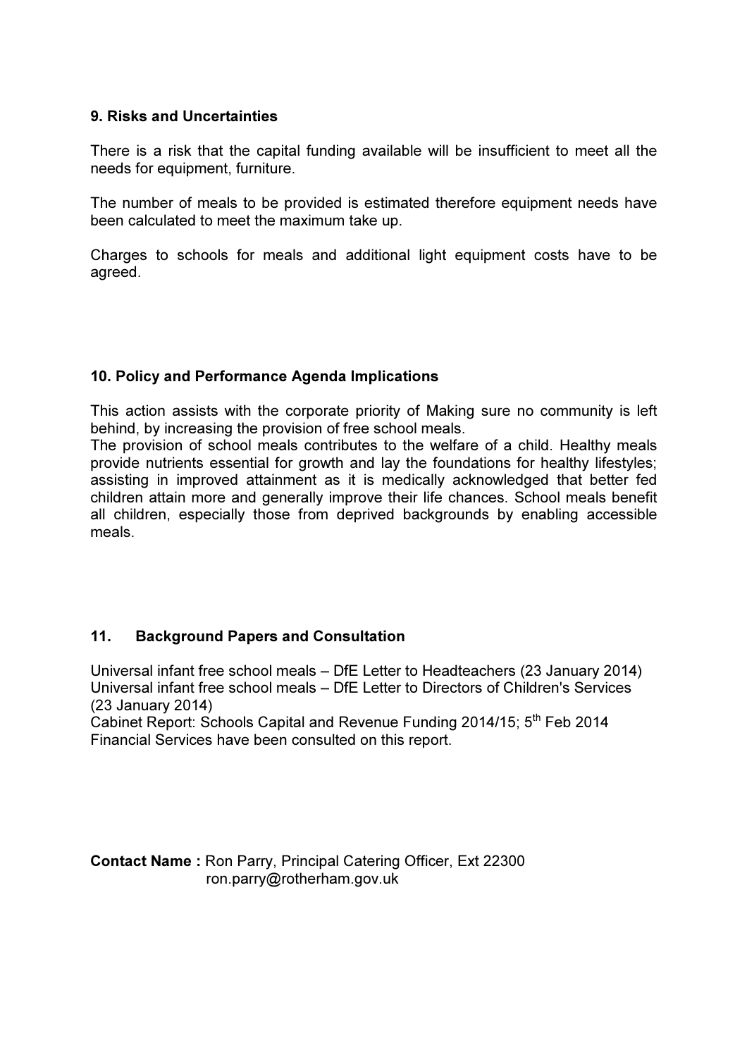## 9. Risks and Uncertainties

There is a risk that the capital funding available will be insufficient to meet all the needs for equipment, furniture.

The number of meals to be provided is estimated therefore equipment needs have been calculated to meet the maximum take up.

Charges to schools for meals and additional light equipment costs have to be agreed.

## 10. Policy and Performance Agenda Implications

This action assists with the corporate priority of Making sure no community is left behind, by increasing the provision of free school meals.
The provision of school meals contributes to the welfare of a child. Healthy meals provide nutrients essential for growth and lay the foundations for healthy lifestyles; assisting in improved attainment as it is medically acknowledged that better fed children attain more and generally improve their life chances. School meals benefit all children, especially those from deprived backgrounds by enabling accessible meals.

## 11. Background Papers and Consultation

Universal infant free school meals – DfE Letter to Headteachers (23 January 2014)
Universal infant free school meals – DfE Letter to Directors of Children's Services (23 January 2014)
Cabinet Report: Schools Capital and Revenue Funding 2014/15; 5th Feb 2014
Financial Services have been consulted on this report.

**Contact Name :** Ron Parry, Principal Catering Officer, Ext 22300
ron.parry@rotherham.gov.uk